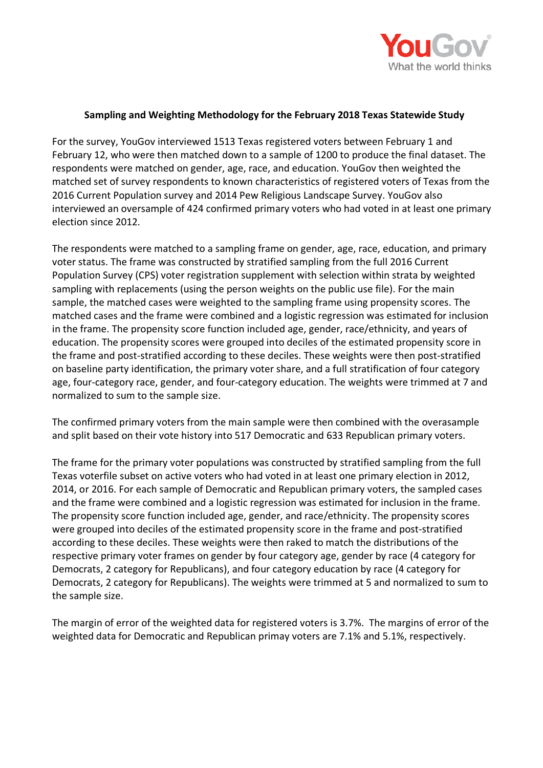**Sampling and Weighting Methodology for the February 2018 Texas Statewide Study**

For the survey, YouGov interviewed 1513 Texas registered voters between February 1 and February 12, who were then matched down to a sample of 1200 to produce the final dataset. The respondents were matched on gender, age, race, and education. YouGov then weighted the matched set of survey respondents to known characteristics of registered voters of Texas from the 2016 Current Population survey and 2014 Pew Religious Landscape Survey. YouGov also interviewed an oversample of 424 confirmed primary voters who had voted in at least one primary election since 2012.

The respondents were matched to a sampling frame on gender, age, race, education, and primary voter status. The frame was constructed by stratified sampling from the full 2016 Current Population Survey (CPS) voter registration supplement with selection within strata by weighted sampling with replacements (using the person weights on the public use file). For the main sample, the matched cases were weighted to the sampling frame using propensity scores. The matched cases and the frame were combined and a logistic regression was estimated for inclusion in the frame. The propensity score function included age, gender, race/ethnicity, and years of education. The propensity scores were grouped into deciles of the estimated propensity score in the frame and post-stratified according to these deciles. These weights were then post-stratified on baseline party identification, the primary voter share, and a full stratification of four category age, four-category race, gender, and four-category education. The weights were trimmed at 7 and normalized to sum to the sample size.

The confirmed primary voters from the main sample were then combined with the overasample and split based on their vote history into 517 Democratic and 633 Republican primary voters.

The frame for the primary voter populations was constructed by stratified sampling from the full Texas voterfile subset on active voters who had voted in at least one primary election in 2012, 2014, or 2016. For each sample of Democratic and Republican primary voters, the sampled cases and the frame were combined and a logistic regression was estimated for inclusion in the frame. The propensity score function included age, gender, and race/ethnicity. The propensity scores were grouped into deciles of the estimated propensity score in the frame and post-stratified according to these deciles. These weights were then raked to match the distributions of the respective primary voter frames on gender by four category age, gender by race (4 category for Democrats, 2 category for Republicans), and four category education by race (4 category for Democrats, 2 category for Republicans). The weights were trimmed at 5 and normalized to sum to the sample size.

The margin of error of the weighted data for registered voters is 3.7%. The margins of error of the weighted data for Democratic and Republican primay voters are 7.1% and 5.1%, respectively.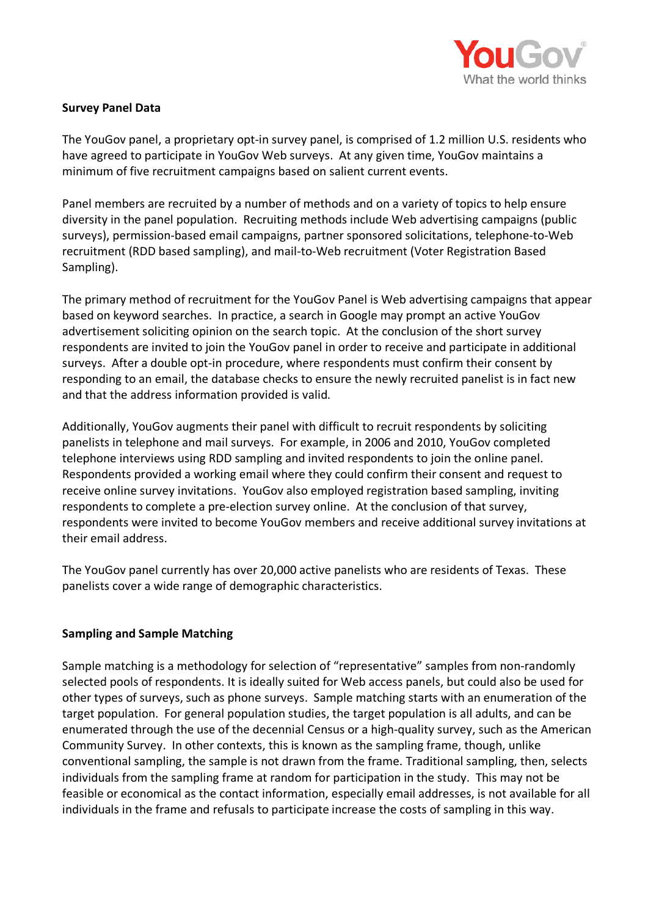**Survey Panel Data**

The YouGov panel, a proprietary opt-in survey panel, is comprised of 1.2 million U.S. residents who have agreed to participate in YouGov Web surveys. At any given time, YouGov maintains a minimum of five recruitment campaigns based on salient current events.

Panel members are recruited by a number of methods and on a variety of topics to help ensure diversity in the panel population. Recruiting methods include Web advertising campaigns (public surveys), permission-based email campaigns, partner sponsored solicitations, telephone-to-Web recruitment (RDD based sampling), and mail-to-Web recruitment (Voter Registration Based Sampling).

The primary method of recruitment for the YouGov Panel is Web advertising campaigns that appear based on keyword searches. In practice, a search in Google may prompt an active YouGov advertisement soliciting opinion on the search topic. At the conclusion of the short survey respondents are invited to join the YouGov panel in order to receive and participate in additional surveys. After a double opt-in procedure, where respondents must confirm their consent by responding to an email, the database checks to ensure the newly recruited panelist is in fact new and that the address information provided is valid.

Additionally, YouGov augments their panel with difficult to recruit respondents by soliciting panelists in telephone and mail surveys. For example, in 2006 and 2010, YouGov completed telephone interviews using RDD sampling and invited respondents to join the online panel. Respondents provided a working email where they could confirm their consent and request to receive online survey invitations. YouGov also employed registration based sampling, inviting respondents to complete a pre-election survey online. At the conclusion of that survey, respondents were invited to become YouGov members and receive additional survey invitations at their email address.

The YouGov panel currently has over 20,000 active panelists who are residents of Texas. These panelists cover a wide range of demographic characteristics.

**Sampling and Sample Matching**

Sample matching is a methodology for selection of "representative" samples from non-randomly selected pools of respondents. It is ideally suited for Web access panels, but could also be used for other types of surveys, such as phone surveys. Sample matching starts with an enumeration of the target population. For general population studies, the target population is all adults, and can be enumerated through the use of the decennial Census or a high-quality survey, such as the American Community Survey. In other contexts, this is known as the sampling frame, though, unlike conventional sampling, the sample is not drawn from the frame. Traditional sampling, then, selects individuals from the sampling frame at random for participation in the study. This may not be feasible or economical as the contact information, especially email addresses, is not available for all individuals in the frame and refusals to participate increase the costs of sampling in this way.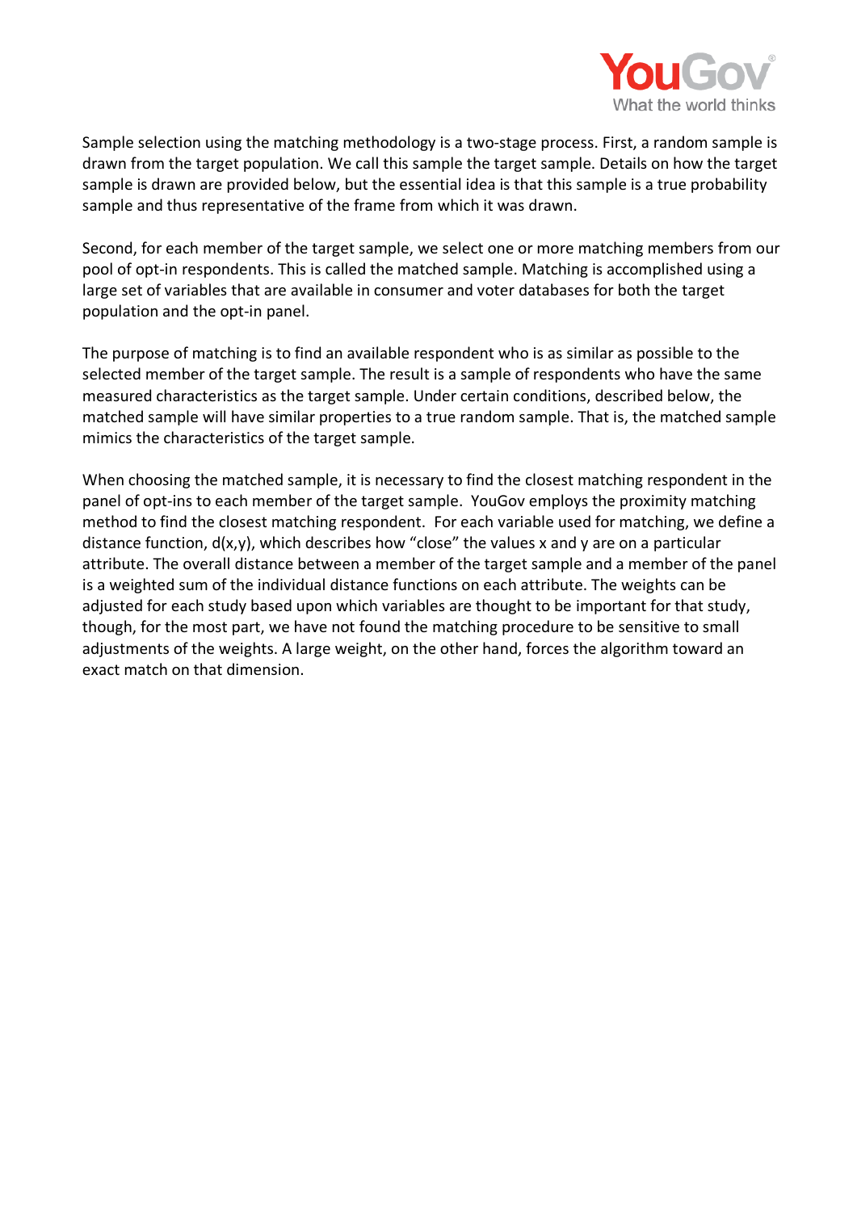Sample selection using the matching methodology is a two-stage process. First, a random sample is drawn from the target population. We call this sample the target sample. Details on how the target sample is drawn are provided below, but the essential idea is that this sample is a true probability sample and thus representative of the frame from which it was drawn.

Second, for each member of the target sample, we select one or more matching members from our pool of opt-in respondents. This is called the matched sample. Matching is accomplished using a large set of variables that are available in consumer and voter databases for both the target population and the opt-in panel.

The purpose of matching is to find an available respondent who is as similar as possible to the selected member of the target sample. The result is a sample of respondents who have the same measured characteristics as the target sample. Under certain conditions, described below, the matched sample will have similar properties to a true random sample. That is, the matched sample mimics the characteristics of the target sample.

When choosing the matched sample, it is necessary to find the closest matching respondent in the panel of opt-ins to each member of the target sample. YouGov employs the proximity matching method to find the closest matching respondent. For each variable used for matching, we define a distance function, $d(x,y)$, which describes how "close" the values $x$ and $y$ are on a particular attribute. The overall distance between a member of the target sample and a member of the panel is a weighted sum of the individual distance functions on each attribute. The weights can be adjusted for each study based upon which variables are thought to be important for that study, though, for the most part, we have not found the matching procedure to be sensitive to small adjustments of the weights. A large weight, on the other hand, forces the algorithm toward an exact match on that dimension.